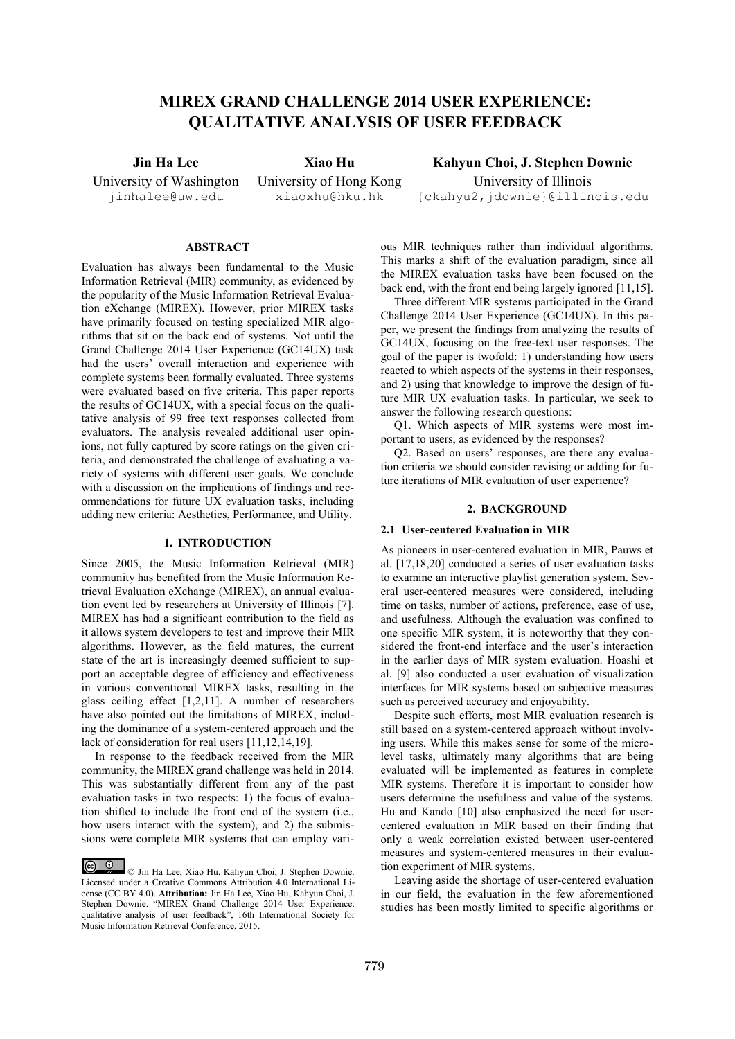# MIREX GRAND CHALLENGE 2014 USER EXPERIENCE: QUALITATIVE ANALYSIS OF USER FEEDBACK

**Jin Ha Lee**
University of Washington
jinhalee@uw.edu

**Xiao Hu**
University of Hong Kong
xiaoxhu@hku.hk

**Kahyun Choi, J. Stephen Downie**
University of Illinois
{ckahyu2,jdownie}@illinois.edu

## ABSTRACT

Evaluation has always been fundamental to the Music Information Retrieval (MIR) community, as evidenced by the popularity of the Music Information Retrieval Evaluation eXchange (MIREX). However, prior MIREX tasks have primarily focused on testing specialized MIR algorithms that sit on the back end of systems. Not until the Grand Challenge 2014 User Experience (GC14UX) task had the users' overall interaction and experience with complete systems been formally evaluated. Three systems were evaluated based on five criteria. This paper reports the results of GC14UX, with a special focus on the qualitative analysis of 99 free text responses collected from evaluators. The analysis revealed additional user opinions, not fully captured by score ratings on the given criteria, and demonstrated the challenge of evaluating a variety of systems with different user goals. We conclude with a discussion on the implications of findings and recommendations for future UX evaluation tasks, including adding new criteria: Aesthetics, Performance, and Utility.

## 1. INTRODUCTION

Since 2005, the Music Information Retrieval (MIR) community has benefited from the Music Information Retrieval Evaluation eXchange (MIREX), an annual evaluation event led by researchers at University of Illinois [7]. MIREX has had a significant contribution to the field as it allows system developers to test and improve their MIR algorithms. However, as the field matures, the current state of the art is increasingly deemed sufficient to support an acceptable degree of efficiency and effectiveness in various conventional MIREX tasks, resulting in the glass ceiling effect [1,2,11]. A number of researchers have also pointed out the limitations of MIREX, including the dominance of a system-centered approach and the lack of consideration for real users [11,12,14,19].

In response to the feedback received from the MIR community, the MIREX grand challenge was held in 2014. This was substantially different from any of the past evaluation tasks in two respects: 1) the focus of evaluation shifted to include the front end of the system (i.e., how users interact with the system), and 2) the submissions were complete MIR systems that can employ various MIR techniques rather than individual algorithms. This marks a shift of the evaluation paradigm, since all the MIREX evaluation tasks have been focused on the back end, with the front end being largely ignored [11,15].

Three different MIR systems participated in the Grand Challenge 2014 User Experience (GC14UX). In this paper, we present the findings from analyzing the results of GC14UX, focusing on the free-text user responses. The goal of the paper is twofold: 1) understanding how users reacted to which aspects of the systems in their responses, and 2) using that knowledge to improve the design of future MIR UX evaluation tasks. In particular, we seek to answer the following research questions:

Q1. Which aspects of MIR systems were most important to users, as evidenced by the responses?

Q2. Based on users' responses, are there any evaluation criteria we should consider revising or adding for future iterations of MIR evaluation of user experience?

## 2. BACKGROUND

### 2.1 User-centered Evaluation in MIR

As pioneers in user-centered evaluation in MIR, Pauws et al. [17,18,20] conducted a series of user evaluation tasks to examine an interactive playlist generation system. Several user-centered measures were considered, including time on tasks, number of actions, preference, ease of use, and usefulness. Although the evaluation was confined to one specific MIR system, it is noteworthy that they considered the front-end interface and the user's interaction in the earlier days of MIR system evaluation. Hoashi et al. [9] also conducted a user evaluation of visualization interfaces for MIR systems based on subjective measures such as perceived accuracy and enjoyability.

Despite such efforts, most MIR evaluation research is still based on a system-centered approach without involving users. While this makes sense for some of the micro-level tasks, ultimately many algorithms that are being evaluated will be implemented as features in complete MIR systems. Therefore it is important to consider how users determine the usefulness and value of the systems. Hu and Kando [10] also emphasized the need for user-centered evaluation in MIR based on their finding that only a weak correlation existed between user-centered measures and system-centered measures in their evaluation experiment of MIR systems.

Leaving aside the shortage of user-centered evaluation in our field, the evaluation in the few aforementioned studies has been mostly limited to specific algorithms or

© Jin Ha Lee, Xiao Hu, Kahyun Choi, J. Stephen Downie. Licensed under a Creative Commons Attribution 4.0 International License (CC BY 4.0). **Attribution:** Jin Ha Lee, Xiao Hu, Kahyun Choi, J. Stephen Downie. "MIREX Grand Challenge 2014 User Experience: qualitative analysis of user feedback", 16th International Society for Music Information Retrieval Conference, 2015.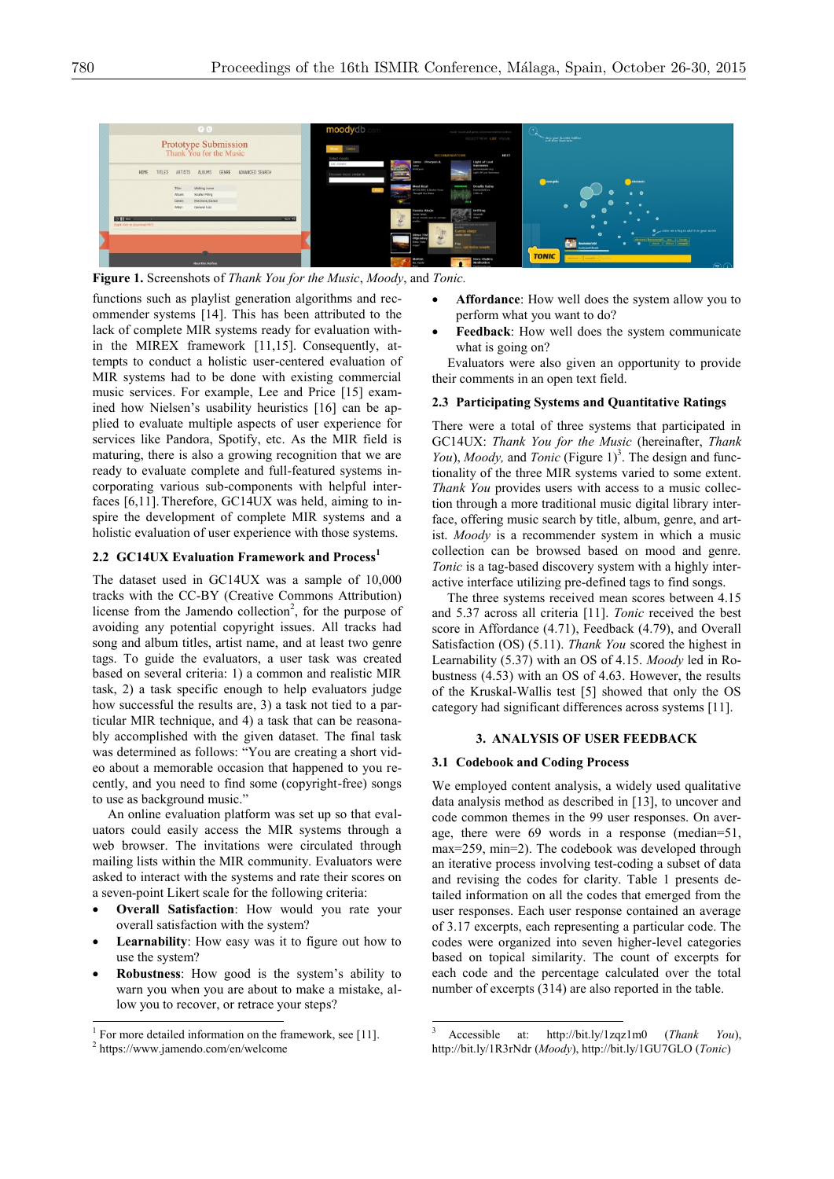**Figure 1.** Screenshots of *Thank You for the Music*, *Moody*, and *Tonic*.

functions such as playlist generation algorithms and recommender systems [14]. This has been attributed to the lack of complete MIR systems ready for evaluation within the MIREX framework [11,15]. Consequently, attempts to conduct a holistic user-centered evaluation of MIR systems had to be done with existing commercial music services. For example, Lee and Price [15] examined how Nielsen's usability heuristics [16] can be applied to evaluate multiple aspects of user experience for services like Pandora, Spotify, etc. As the MIR field is maturing, there is also a growing recognition that we are ready to evaluate complete and full-featured systems incorporating various sub-components with helpful interfaces [6,11]. Therefore, GC14UX was held, aiming to inspire the development of complete MIR systems and a holistic evaluation of user experience with those systems.

## 2.2 GC14UX Evaluation Framework and Process[1]

The dataset used in GC14UX was a sample of 10,000 tracks with the CC-BY (Creative Commons Attribution) license from the Jamendo collection[2], for the purpose of avoiding any potential copyright issues. All tracks had song and album titles, artist name, and at least two genre tags. To guide the evaluators, a user task was created based on several criteria: 1) a common and realistic MIR task, 2) a task specific enough to help evaluators judge how successful the results are, 3) a task not tied to a particular MIR technique, and 4) a task that can be reasonably accomplished with the given dataset. The final task was determined as follows: "You are creating a short video about a memorable occasion that happened to you recently, and you need to find some (copyright-free) songs to use as background music."

An online evaluation platform was set up so that evaluators could easily access the MIR systems through a web browser. The invitations were circulated through mailing lists within the MIR community. Evaluators were asked to interact with the systems and rate their scores on a seven-point Likert scale for the following criteria:

- **Overall Satisfaction**: How would you rate your overall satisfaction with the system?
- **Learnability**: How easy was it to figure out how to use the system?
- **Robustness**: How good is the system's ability to warn you when you are about to make a mistake, allow you to recover, or retrace your steps?
- **Affordance**: How well does the system allow you to perform what you want to do?
- **Feedback**: How well does the system communicate what is going on?

Evaluators were also given an opportunity to provide their comments in an open text field.

## 2.3 Participating Systems and Quantitative Ratings

There were a total of three systems that participated in GC14UX: *Thank You for the Music* (hereinafter, *Thank You*), *Moody,* and *Tonic* (Figure 1)[3]. The design and functionality of the three MIR systems varied to some extent. *Thank You* provides users with access to a music collection through a more traditional music digital library interface, offering music search by title, album, genre, and artist. *Moody* is a recommender system in which a music collection can be browsed based on mood and genre. *Tonic* is a tag-based discovery system with a highly interactive interface utilizing pre-defined tags to find songs.

The three systems received mean scores between 4.15 and 5.37 across all criteria [11]. *Tonic* received the best score in Affordance (4.71), Feedback (4.79), and Overall Satisfaction (OS) (5.11). *Thank You* scored the highest in Learnability (5.37) with an OS of 4.15. *Moody* led in Robustness (4.53) with an OS of 4.63. However, the results of the Kruskal-Wallis test [5] showed that only the OS category had significant differences across systems [11].

# 3. ANALYSIS OF USER FEEDBACK

## 3.1 Codebook and Coding Process

We employed content analysis, a widely used qualitative data analysis method as described in [13], to uncover and code common themes in the 99 user responses. On average, there were 69 words in a response (median=51, max=259, min=2). The codebook was developed through an iterative process involving test-coding a subset of data and revising the codes for clarity. Table 1 presents detailed information on all the codes that emerged from the user responses. Each user response contained an average of 3.17 excerpts, each representing a particular code. The codes were organized into seven higher-level categories based on topical similarity. The count of excerpts for each code and the percentage calculated over the total number of excerpts (314) are also reported in the table.

---

[1] For more detailed information on the framework, see [11].

[2] https://www.jamendo.com/en/welcome

[3] Accessible at: http://bit.ly/1zqz1m0 (*Thank You*), http://bit.ly/1R3rNdr (*Moody*), http://bit.ly/1GU7GLO (*Tonic*)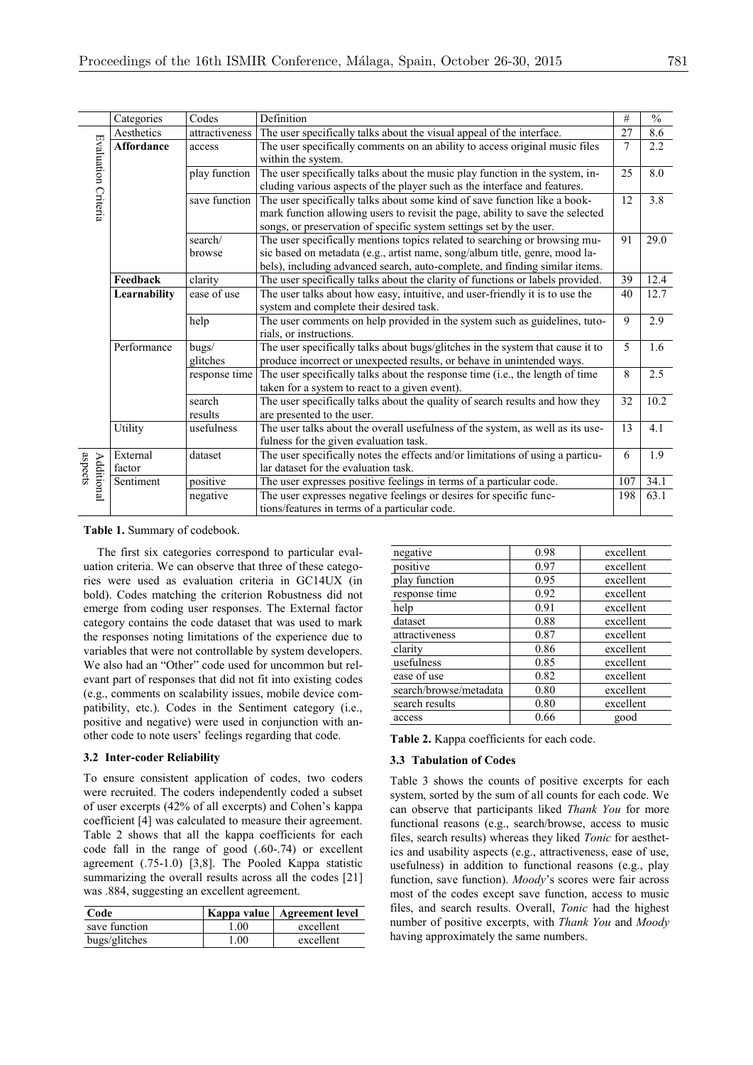| | Categories | Codes | Definition | # | % |
|---|---|---|---|---|---|
| Evaluation Criteria | Aesthetics | attractiveness | The user specifically talks about the visual appeal of the interface. | 27 | 8.6 |
| | **Affordance** | access | The user specifically comments on an ability to access original music files within the system. | 7 | 2.2 |
| | | play function | The user specifically talks about the music play function in the system, including various aspects of the player such as the interface and features. | 25 | 8.0 |
| | | save function | The user specifically talks about some kind of save function like a bookmark function allowing users to revisit the page, ability to save the selected songs, or preservation of specific system settings set by the user. | 12 | 3.8 |
| | | search/ browse | The user specifically mentions topics related to searching or browsing music based on metadata (e.g., artist name, song/album title, genre, mood labels), including advanced search, auto-complete, and finding similar items. | 91 | 29.0 |
| | **Feedback** | clarity | The user specifically talks about the clarity of functions or labels provided. | 39 | 12.4 |
| | **Learnability** | ease of use | The user talks about how easy, intuitive, and user-friendly it is to use the system and complete their desired task. | 40 | 12.7 |
| | | help | The user comments on help provided in the system such as guidelines, tutorials, or instructions. | 9 | 2.9 |
| | Performance | bugs/ glitches | The user specifically talks about bugs/glitches in the system that cause it to produce incorrect or unexpected results, or behave in unintended ways. | 5 | 1.6 |
| | | response time | The user specifically talks about the response time (i.e., the length of time taken for a system to react to a given event). | 8 | 2.5 |
| | | search results | The user specifically talks about the quality of search results and how they are presented to the user. | 32 | 10.2 |
| | Utility | usefulness | The user talks about the overall usefulness of the system, as well as its usefulness for the given evaluation task. | 13 | 4.1 |
| Additional aspects | External factor | dataset | The user specifically notes the effects and/or limitations of using a particular dataset for the evaluation task. | 6 | 1.9 |
| | Sentiment | positive | The user expresses positive feelings in terms of a particular code. | 107 | 34.1 |
| | | negative | The user expresses negative feelings or desires for specific functions/features in terms of a particular code. | 198 | 63.1 |

**Table 1.** Summary of codebook.

The first six categories correspond to particular evaluation criteria. We can observe that three of these categories were used as evaluation criteria in GC14UX (in bold). Codes matching the criterion Robustness did not emerge from coding user responses. The External factor category contains the code dataset that was used to mark the responses noting limitations of the experience due to variables that were not controllable by system developers. We also had an "Other" code used for uncommon but relevant part of responses that did not fit into existing codes (e.g., comments on scalability issues, mobile device compatibility, etc.). Codes in the Sentiment category (i.e., positive and negative) were used in conjunction with another code to note users' feelings regarding that code.

### 3.2 Inter-coder Reliability

To ensure consistent application of codes, two coders were recruited. The coders independently coded a subset of user excerpts (42% of all excerpts) and Cohen's kappa coefficient [4] was calculated to measure their agreement. Table 2 shows that all the kappa coefficients for each code fall in the range of good (.60-.74) or excellent agreement (.75-1.0) [3,8]. The Pooled Kappa statistic summarizing the overall results across all the codes [21] was .884, suggesting an excellent agreement.

| Code | Kappa value | Agreement level |
|---|---|---|
| save function | 1.00 | excellent |
| bugs/glitches | 1.00 | excellent |
| negative | 0.98 | excellent |
| positive | 0.97 | excellent |
| play function | 0.95 | excellent |
| response time | 0.92 | excellent |
| help | 0.91 | excellent |
| dataset | 0.88 | excellent |
| attractiveness | 0.87 | excellent |
| clarity | 0.86 | excellent |
| usefulness | 0.85 | excellent |
| ease of use | 0.82 | excellent |
| search/browse/metadata | 0.80 | excellent |
| search results | 0.80 | excellent |
| access | 0.66 | good |

**Table 2.** Kappa coefficients for each code.

### 3.3 Tabulation of Codes

Table 3 shows the counts of positive excerpts for each system, sorted by the sum of all counts for each code. We can observe that participants liked *Thank You* for more functional reasons (e.g., search/browse, access to music files, search results) whereas they liked *Tonic* for aesthetics and usability aspects (e.g., attractiveness, ease of use, usefulness) in addition to functional reasons (e.g., play function, save function). *Moody*'s scores were fair across most of the codes except save function, access to music files, and search results. Overall, *Tonic* had the highest number of positive excerpts, with *Thank You* and *Moody* having approximately the same numbers.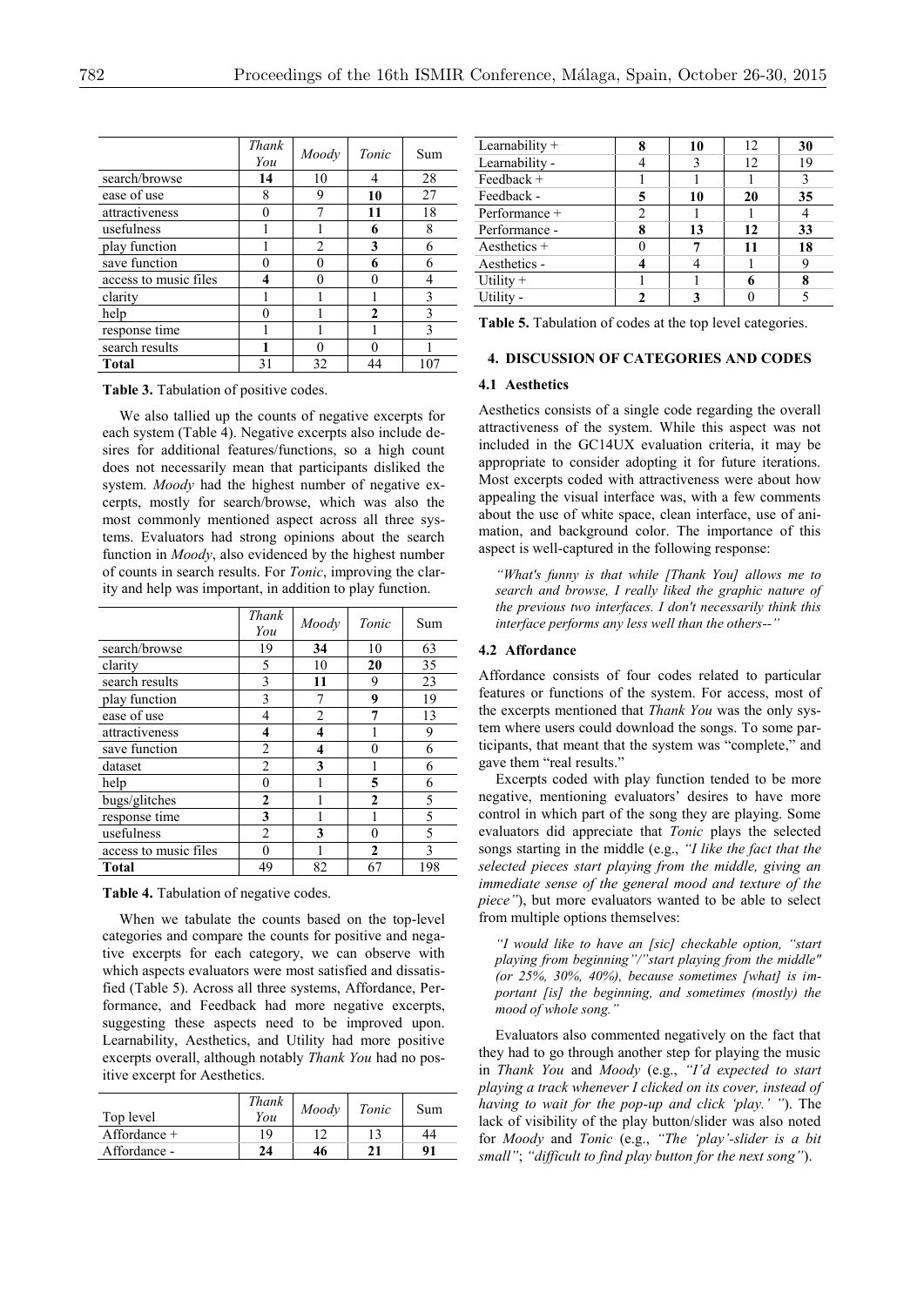|  | *Thank You* | *Moody* | *Tonic* | Sum |
|---|---|---|---|---|
| search/browse | **14** | 10 | 4 | 28 |
| ease of use | 8 | 9 | **10** | 27 |
| attractiveness | 0 | 7 | **11** | 18 |
| usefulness | 1 | 1 | **6** | 8 |
| play function | 1 | 2 | **3** | 6 |
| save function | 0 | 0 | **6** | 6 |
| access to music files | **4** | 0 | 0 | 4 |
| clarity | 1 | 1 | 1 | 3 |
| help | 0 | 1 | **2** | 3 |
| response time | 1 | 1 | 1 | 3 |
| search results | **1** | 0 | 0 | 1 |
| **Total** | 31 | 32 | 44 | 107 |

**Table 3.** Tabulation of positive codes.

We also tallied up the counts of negative excerpts for each system (Table 4). Negative excerpts also include desires for additional features/functions, so a high count does not necessarily mean that participants disliked the system. *Moody* had the highest number of negative excerpts, mostly for search/browse, which was also the most commonly mentioned aspect across all three systems. Evaluators had strong opinions about the search function in *Moody*, also evidenced by the highest number of counts in search results. For *Tonic*, improving the clarity and help was important, in addition to play function.

|  | *Thank You* | *Moody* | *Tonic* | Sum |
|---|---|---|---|---|
| search/browse | 19 | **34** | 10 | 63 |
| clarity | 5 | 10 | **20** | 35 |
| search results | 3 | **11** | 9 | 23 |
| play function | 3 | 7 | **9** | 19 |
| ease of use | 4 | 2 | **7** | 13 |
| attractiveness | **4** | **4** | 1 | 9 |
| save function | 2 | **4** | 0 | 6 |
| dataset | 2 | **3** | 1 | 6 |
| help | 0 | 1 | **5** | 6 |
| bugs/glitches | **2** | 1 | **2** | 5 |
| response time | **3** | 1 | 1 | 5 |
| usefulness | 2 | **3** | 0 | 5 |
| access to music files | 0 | 1 | **2** | 3 |
| **Total** | 49 | 82 | 67 | 198 |

**Table 4.** Tabulation of negative codes.

When we tabulate the counts based on the top-level categories and compare the counts for positive and negative excerpts for each category, we can observe with which aspects evaluators were most satisfied and dissatisfied (Table 5). Across all three systems, Affordance, Performance, and Feedback had more negative excerpts, suggesting these aspects need to be improved upon. Learnability, Aesthetics, and Utility had more positive excerpts overall, although notably *Thank You* had no positive excerpt for Aesthetics.

| Top level | *Thank You* | *Moody* | *Tonic* | Sum |
|---|---|---|---|---|
| Affordance + | 19 | 12 | 13 | 44 |
| Affordance - | **24** | **46** | **21** | **91** |
| Learnability + | **8** | **10** | 12 | **30** |
| Learnability - | 4 | 3 | 12 | 19 |
| Feedback + | 1 | 1 | 1 | 3 |
| Feedback - | **5** | **10** | **20** | **35** |
| Performance + | 2 | 1 | 1 | 4 |
| Performance - | **8** | **13** | **12** | **33** |
| Aesthetics + | 0 | **7** | **11** | **18** |
| Aesthetics - | **4** | 4 | 1 | 9 |
| Utility + | 1 | 1 | **6** | **8** |
| Utility - | **2** | **3** | 0 | 5 |

**Table 5.** Tabulation of codes at the top level categories.

## 4. DISCUSSION OF CATEGORIES AND CODES

### 4.1 Aesthetics

Aesthetics consists of a single code regarding the overall attractiveness of the system. While this aspect was not included in the GC14UX evaluation criteria, it may be appropriate to consider adopting it for future iterations. Most excerpts coded with attractiveness were about how appealing the visual interface was, with a few comments about the use of white space, clean interface, use of animation, and background color. The importance of this aspect is well-captured in the following response:

> *"What's funny is that while [Thank You] allows me to search and browse, I really liked the graphic nature of the previous two interfaces. I don't necessarily think this interface performs any less well than the others--"*

### 4.2 Affordance

Affordance consists of four codes related to particular features or functions of the system. For access, most of the excerpts mentioned that *Thank You* was the only system where users could download the songs. To some participants, that meant that the system was "complete," and gave them "real results."

Excerpts coded with play function tended to be more negative, mentioning evaluators' desires to have more control in which part of the song they are playing. Some evaluators did appreciate that *Tonic* plays the selected songs starting in the middle (e.g., *"I like the fact that the selected pieces start playing from the middle, giving an immediate sense of the general mood and texture of the piece"*), but more evaluators wanted to be able to select from multiple options themselves:

> *"I would like to have an [sic] checkable option, "start playing from beginning"/"start playing from the middle" (or 25%, 30%, 40%), because sometimes [what] is important [is] the beginning, and sometimes (mostly) the mood of whole song."*

Evaluators also commented negatively on the fact that they had to go through another step for playing the music in *Thank You* and *Moody* (e.g., *"I'd expected to start playing a track whenever I clicked on its cover, instead of having to wait for the pop-up and click 'play.' "*). The lack of visibility of the play button/slider was also noted for *Moody* and *Tonic* (e.g., *"The 'play'-slider is a bit small"*; *"difficult to find play button for the next song"*).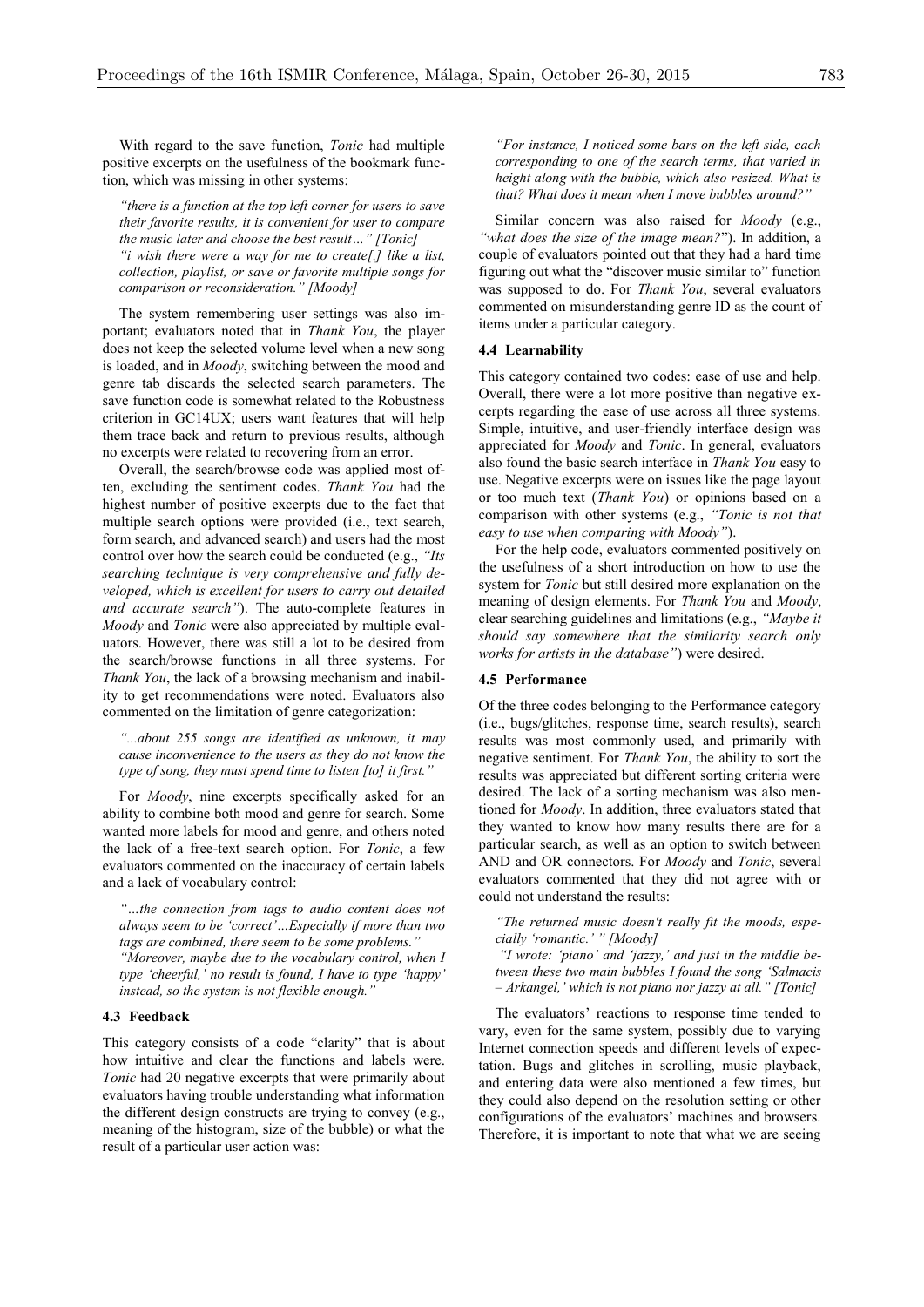With regard to the save function, *Tonic* had multiple positive excerpts on the usefulness of the bookmark function, which was missing in other systems:

> *"there is a function at the top left corner for users to save their favorite results, it is convenient for user to compare the music later and choose the best result…" [Tonic]*
> *"i wish there were a way for me to create[,] like a list, collection, playlist, or save or favorite multiple songs for comparison or reconsideration." [Moody]*

The system remembering user settings was also important; evaluators noted that in *Thank You*, the player does not keep the selected volume level when a new song is loaded, and in *Moody*, switching between the mood and genre tab discards the selected search parameters. The save function code is somewhat related to the Robustness criterion in GC14UX; users want features that will help them trace back and return to previous results, although no excerpts were related to recovering from an error.

Overall, the search/browse code was applied most often, excluding the sentiment codes. *Thank You* had the highest number of positive excerpts due to the fact that multiple search options were provided (i.e., text search, form search, and advanced search) and users had the most control over how the search could be conducted (e.g., *"Its searching technique is very comprehensive and fully developed, which is excellent for users to carry out detailed and accurate search"*). The auto-complete features in *Moody* and *Tonic* were also appreciated by multiple evaluators. However, there was still a lot to be desired from the search/browse functions in all three systems. For *Thank You*, the lack of a browsing mechanism and inability to get recommendations were noted. Evaluators also commented on the limitation of genre categorization:

> *"...about 255 songs are identified as unknown, it may cause inconvenience to the users as they do not know the type of song, they must spend time to listen [to] it first."*

For *Moody*, nine excerpts specifically asked for an ability to combine both mood and genre for search. Some wanted more labels for mood and genre, and others noted the lack of a free-text search option. For *Tonic*, a few evaluators commented on the inaccuracy of certain labels and a lack of vocabulary control:

> *"…the connection from tags to audio content does not always seem to be 'correct'…Especially if more than two tags are combined, there seem to be some problems."*
> *"Moreover, maybe due to the vocabulary control, when I type 'cheerful,' no result is found, I have to type 'happy' instead, so the system is not flexible enough."*

### 4.3 Feedback

This category consists of a code "clarity" that is about how intuitive and clear the functions and labels were. *Tonic* had 20 negative excerpts that were primarily about evaluators having trouble understanding what information the different design constructs are trying to convey (e.g., meaning of the histogram, size of the bubble) or what the result of a particular user action was:

> *"For instance, I noticed some bars on the left side, each corresponding to one of the search terms, that varied in height along with the bubble, which also resized. What is that? What does it mean when I move bubbles around?"*

Similar concern was also raised for *Moody* (e.g., *"what does the size of the image mean?"*). In addition, a couple of evaluators pointed out that they had a hard time figuring out what the "discover music similar to" function was supposed to do. For *Thank You*, several evaluators commented on misunderstanding genre ID as the count of items under a particular category.

### 4.4 Learnability

This category contained two codes: ease of use and help. Overall, there were a lot more positive than negative excerpts regarding the ease of use across all three systems. Simple, intuitive, and user-friendly interface design was appreciated for *Moody* and *Tonic*. In general, evaluators also found the basic search interface in *Thank You* easy to use. Negative excerpts were on issues like the page layout or too much text (*Thank You*) or opinions based on a comparison with other systems (e.g., *"Tonic is not that easy to use when comparing with Moody"*).

For the help code, evaluators commented positively on the usefulness of a short introduction on how to use the system for *Tonic* but still desired more explanation on the meaning of design elements. For *Thank You* and *Moody*, clear searching guidelines and limitations (e.g., *"Maybe it should say somewhere that the similarity search only works for artists in the database"*) were desired.

### 4.5 Performance

Of the three codes belonging to the Performance category (i.e., bugs/glitches, response time, search results), search results was most commonly used, and primarily with negative sentiment. For *Thank You*, the ability to sort the results was appreciated but different sorting criteria were desired. The lack of a sorting mechanism was also mentioned for *Moody*. In addition, three evaluators stated that they wanted to know how many results there are for a particular search, as well as an option to switch between AND and OR connectors. For *Moody* and *Tonic*, several evaluators commented that they did not agree with or could not understand the results:

> *"The returned music doesn't really fit the moods, especially 'romantic.' " [Moody]*
> *"I wrote: 'piano' and 'jazzy,' and just in the middle between these two main bubbles I found the song 'Salmacis – Arkangel,' which is not piano nor jazzy at all." [Tonic]*

The evaluators' reactions to response time tended to vary, even for the same system, possibly due to varying Internet connection speeds and different levels of expectation. Bugs and glitches in scrolling, music playback, and entering data were also mentioned a few times, but they could also depend on the resolution setting or other configurations of the evaluators' machines and browsers. Therefore, it is important to note that what we are seeing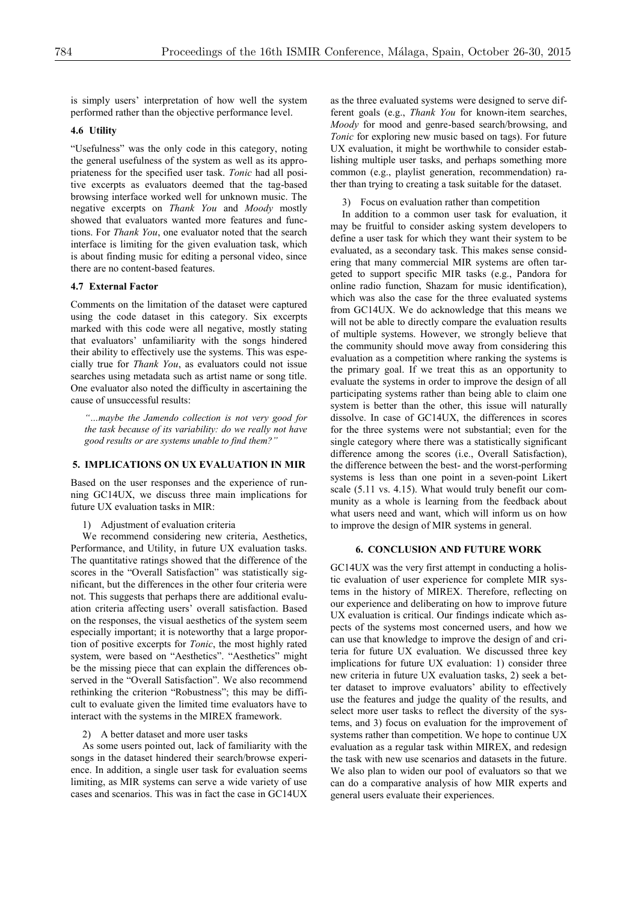is simply users' interpretation of how well the system performed rather than the objective performance level.

### 4.6 Utility

"Usefulness" was the only code in this category, noting the general usefulness of the system as well as its appropriateness for the specified user task. *Tonic* had all positive excerpts as evaluators deemed that the tag-based browsing interface worked well for unknown music. The negative excerpts on *Thank You* and *Moody* mostly showed that evaluators wanted more features and functions. For *Thank You*, one evaluator noted that the search interface is limiting for the given evaluation task, which is about finding music for editing a personal video, since there are no content-based features.

### 4.7 External Factor

Comments on the limitation of the dataset were captured using the code dataset in this category. Six excerpts marked with this code were all negative, mostly stating that evaluators' unfamiliarity with the songs hindered their ability to effectively use the systems. This was especially true for *Thank You*, as evaluators could not issue searches using metadata such as artist name or song title. One evaluator also noted the difficulty in ascertaining the cause of unsuccessful results:

*"…maybe the Jamendo collection is not very good for the task because of its variability: do we really not have good results or are systems unable to find them?"*

## 5. IMPLICATIONS ON UX EVALUATION IN MIR

Based on the user responses and the experience of running GC14UX, we discuss three main implications for future UX evaluation tasks in MIR:

1) Adjustment of evaluation criteria

We recommend considering new criteria, Aesthetics, Performance, and Utility, in future UX evaluation tasks. The quantitative ratings showed that the difference of the scores in the "Overall Satisfaction" was statistically significant, but the differences in the other four criteria were not. This suggests that perhaps there are additional evaluation criteria affecting users' overall satisfaction. Based on the responses, the visual aesthetics of the system seem especially important; it is noteworthy that a large proportion of positive excerpts for *Tonic*, the most highly rated system, were based on "Aesthetics". "Aesthetics" might be the missing piece that can explain the differences observed in the "Overall Satisfaction". We also recommend rethinking the criterion "Robustness"; this may be difficult to evaluate given the limited time evaluators have to interact with the systems in the MIREX framework.

2) A better dataset and more user tasks

As some users pointed out, lack of familiarity with the songs in the dataset hindered their search/browse experience. In addition, a single user task for evaluation seems limiting, as MIR systems can serve a wide variety of use cases and scenarios. This was in fact the case in GC14UX as the three evaluated systems were designed to serve different goals (e.g., *Thank You* for known-item searches, *Moody* for mood and genre-based search/browsing, and *Tonic* for exploring new music based on tags). For future UX evaluation, it might be worthwhile to consider establishing multiple user tasks, and perhaps something more common (e.g., playlist generation, recommendation) rather than trying to creating a task suitable for the dataset.

3) Focus on evaluation rather than competition

In addition to a common user task for evaluation, it may be fruitful to consider asking system developers to define a user task for which they want their system to be evaluated, as a secondary task. This makes sense considering that many commercial MIR systems are often targeted to support specific MIR tasks (e.g., Pandora for online radio function, Shazam for music identification), which was also the case for the three evaluated systems from GC14UX. We do acknowledge that this means we will not be able to directly compare the evaluation results of multiple systems. However, we strongly believe that the community should move away from considering this evaluation as a competition where ranking the systems is the primary goal. If we treat this as an opportunity to evaluate the systems in order to improve the design of all participating systems rather than being able to claim one system is better than the other, this issue will naturally dissolve. In case of GC14UX, the differences in scores for the three systems were not substantial; even for the single category where there was a statistically significant difference among the scores (i.e., Overall Satisfaction), the difference between the best- and the worst-performing systems is less than one point in a seven-point Likert scale (5.11 vs. 4.15). What would truly benefit our community as a whole is learning from the feedback about what users need and want, which will inform us on how to improve the design of MIR systems in general.

## 6. CONCLUSION AND FUTURE WORK

GC14UX was the very first attempt in conducting a holistic evaluation of user experience for complete MIR systems in the history of MIREX. Therefore, reflecting on our experience and deliberating on how to improve future UX evaluation is critical. Our findings indicate which aspects of the systems most concerned users, and how we can use that knowledge to improve the design of and criteria for future UX evaluation. We discussed three key implications for future UX evaluation: 1) consider three new criteria in future UX evaluation tasks, 2) seek a better dataset to improve evaluators' ability to effectively use the features and judge the quality of the results, and select more user tasks to reflect the diversity of the systems, and 3) focus on evaluation for the improvement of systems rather than competition. We hope to continue UX evaluation as a regular task within MIREX, and redesign the task with new use scenarios and datasets in the future. We also plan to widen our pool of evaluators so that we can do a comparative analysis of how MIR experts and general users evaluate their experiences.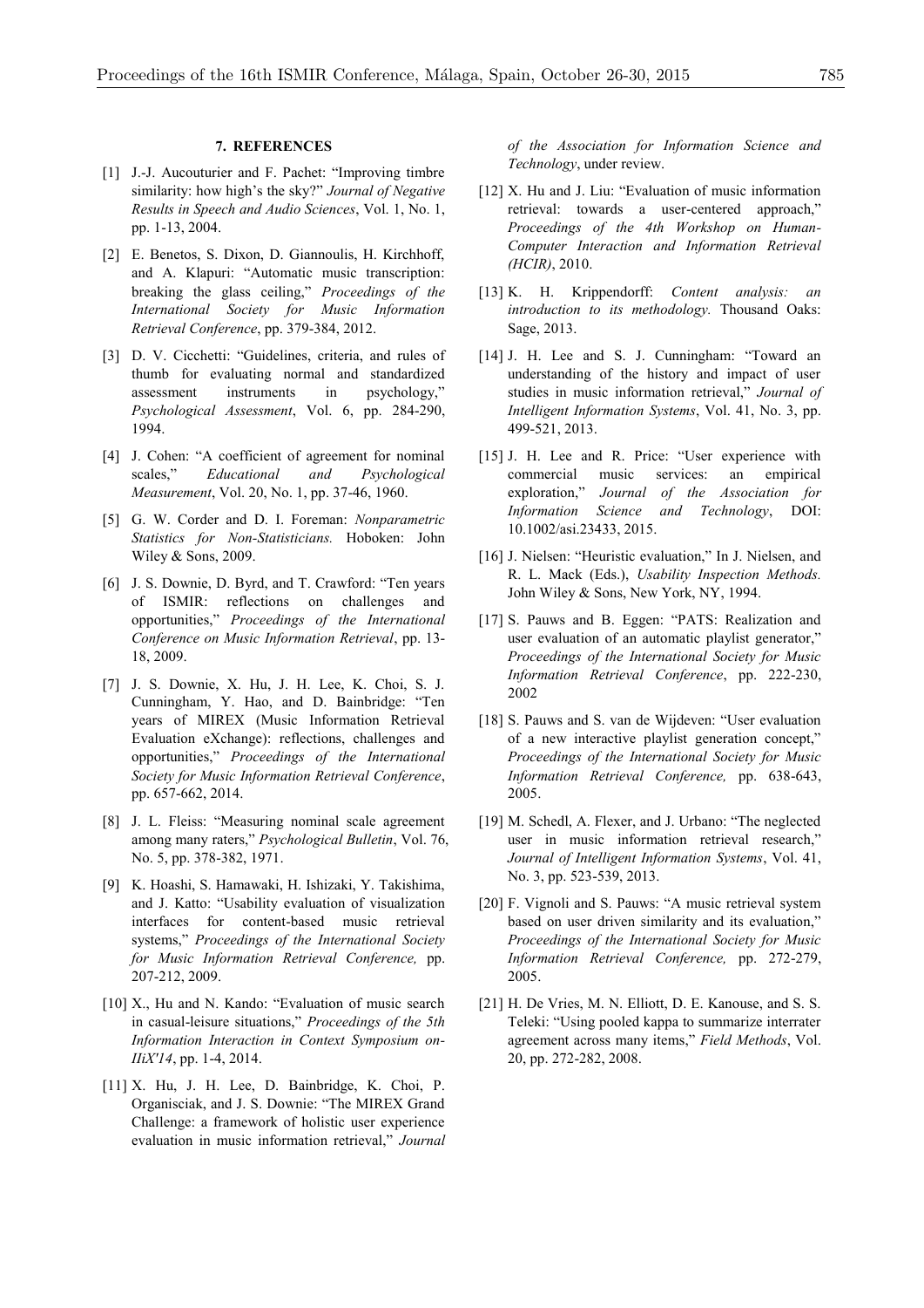### 7. REFERENCES

[1] J.-J. Aucouturier and F. Pachet: "Improving timbre similarity: how high's the sky?" *Journal of Negative Results in Speech and Audio Sciences*, Vol. 1, No. 1, pp. 1-13, 2004.

[2] E. Benetos, S. Dixon, D. Giannoulis, H. Kirchhoff, and A. Klapuri: "Automatic music transcription: breaking the glass ceiling," *Proceedings of the International Society for Music Information Retrieval Conference*, pp. 379-384, 2012.

[3] D. V. Cicchetti: "Guidelines, criteria, and rules of thumb for evaluating normal and standardized assessment instruments in psychology," *Psychological Assessment*, Vol. 6, pp. 284-290, 1994.

[4] J. Cohen: "A coefficient of agreement for nominal scales," *Educational and Psychological Measurement*, Vol. 20, No. 1, pp. 37-46, 1960.

[5] G. W. Corder and D. I. Foreman: *Nonparametric Statistics for Non-Statisticians.* Hoboken: John Wiley & Sons, 2009.

[6] J. S. Downie, D. Byrd, and T. Crawford: "Ten years of ISMIR: reflections on challenges and opportunities," *Proceedings of the International Conference on Music Information Retrieval*, pp. 13-18, 2009.

[7] J. S. Downie, X. Hu, J. H. Lee, K. Choi, S. J. Cunningham, Y. Hao, and D. Bainbridge: "Ten years of MIREX (Music Information Retrieval Evaluation eXchange): reflections, challenges and opportunities," *Proceedings of the International Society for Music Information Retrieval Conference*, pp. 657-662, 2014.

[8] J. L. Fleiss: "Measuring nominal scale agreement among many raters," *Psychological Bulletin*, Vol. 76, No. 5, pp. 378-382, 1971.

[9] K. Hoashi, S. Hamawaki, H. Ishizaki, Y. Takishima, and J. Katto: "Usability evaluation of visualization interfaces for content-based music retrieval systems," *Proceedings of the International Society for Music Information Retrieval Conference,* pp. 207-212, 2009.

[10] X., Hu and N. Kando: "Evaluation of music search in casual-leisure situations," *Proceedings of the 5th Information Interaction in Context Symposium on-IIiX'14*, pp. 1-4, 2014.

[11] X. Hu, J. H. Lee, D. Bainbridge, K. Choi, P. Organisciak, and J. S. Downie: "The MIREX Grand Challenge: a framework of holistic user experience evaluation in music information retrieval," *Journal of the Association for Information Science and Technology*, under review.

[12] X. Hu and J. Liu: "Evaluation of music information retrieval: towards a user-centered approach," *Proceedings of the 4th Workshop on Human-Computer Interaction and Information Retrieval (HCIR)*, 2010.

[13] K. H. Krippendorff: *Content analysis: an introduction to its methodology.* Thousand Oaks: Sage, 2013.

[14] J. H. Lee and S. J. Cunningham: "Toward an understanding of the history and impact of user studies in music information retrieval," *Journal of Intelligent Information Systems*, Vol. 41, No. 3, pp. 499-521, 2013.

[15] J. H. Lee and R. Price: "User experience with commercial music services: an empirical exploration," *Journal of the Association for Information Science and Technology*, DOI: 10.1002/asi.23433, 2015.

[16] J. Nielsen: "Heuristic evaluation," In J. Nielsen, and R. L. Mack (Eds.), *Usability Inspection Methods.* John Wiley & Sons, New York, NY, 1994.

[17] S. Pauws and B. Eggen: "PATS: Realization and user evaluation of an automatic playlist generator," *Proceedings of the International Society for Music Information Retrieval Conference*, pp. 222-230, 2002

[18] S. Pauws and S. van de Wijdeven: "User evaluation of a new interactive playlist generation concept," *Proceedings of the International Society for Music Information Retrieval Conference,* pp. 638-643, 2005.

[19] M. Schedl, A. Flexer, and J. Urbano: "The neglected user in music information retrieval research," *Journal of Intelligent Information Systems*, Vol. 41, No. 3, pp. 523-539, 2013.

[20] F. Vignoli and S. Pauws: "A music retrieval system based on user driven similarity and its evaluation," *Proceedings of the International Society for Music Information Retrieval Conference,* pp. 272-279, 2005.

[21] H. De Vries, M. N. Elliott, D. E. Kanouse, and S. S. Teleki: "Using pooled kappa to summarize interrater agreement across many items," *Field Methods*, Vol. 20, pp. 272-282, 2008.